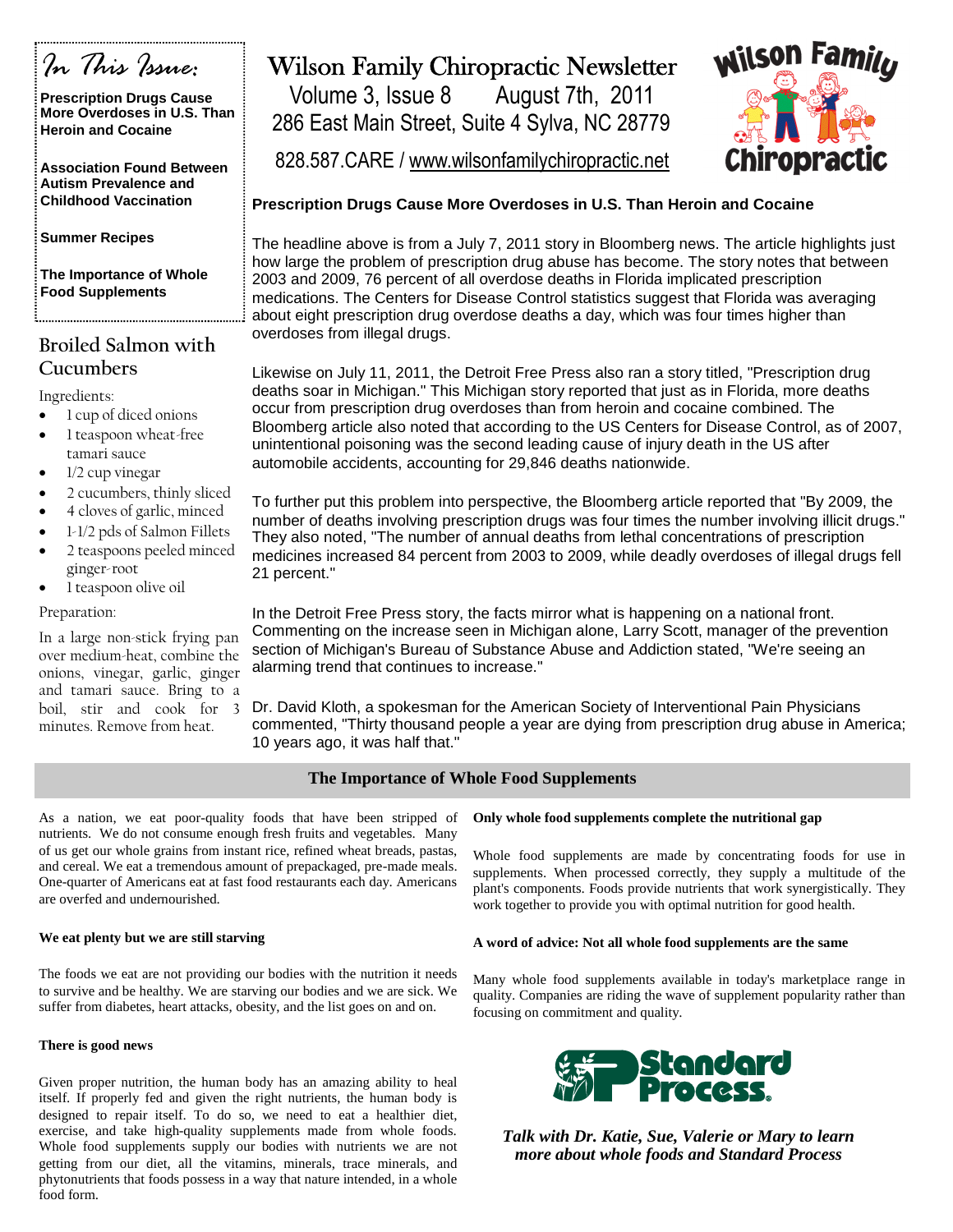# Wilson Family Chiropractic Newsletter

Volume 3, Issue 8 August 7th, 2011

286 East Main Street, Suite 4 Sylva, NC 28779

828.587.CARE / www.wilsonfamilychiropractic.net

*In This Issue:*

- **Prescription Drugs Cause More Overdoses in U.S. Than Heroin and Cocaine**
- **Association Found Between Autism Prevalence and Childhood Vaccination**
- **Summer Recipes**
- **The Importance of Whole Food Supplements**

## Prescription Drugs Cause More Overdoses in U.S. Than Heroin and Cocaine

The headline above is from a July 7, 2011 story in Bloomberg news. The article highlights just how large the problem of prescription drug abuse has become. The story notes that between 2003 and 2009, 76 percent of all overdose deaths in Florida implicated prescription medications. The Centers for Disease Control statistics suggest that Florida was averaging about eight prescription drug overdose deaths a day, which was four times higher than overdoses from illegal drugs.

Likewise on July 11, 2011, the Detroit Free Press also ran a story titled, "Prescription drug deaths soar in Michigan." This Michigan story reported that just as in Florida, more deaths occur from prescription drug overdoses than from heroin and cocaine combined. The Bloomberg article also noted that according to the US Centers for Disease Control, as of 2007, unintentional poisoning was the second leading cause of injury death in the US after automobile accidents, accounting for 29,846 deaths nationwide.

To further put this problem into perspective, the Bloomberg article reported that "By 2009, the number of deaths involving prescription drugs was four times the number involving illicit drugs." They also noted, "The number of annual deaths from lethal concentrations of prescription medicines increased 84 percent from 2003 to 2009, while deadly overdoses of illegal drugs fell 21 percent."

In the Detroit Free Press story, the facts mirror what is happening on a national front. Commenting on the increase seen in Michigan alone, Larry Scott, manager of the prevention section of Michigan's Bureau of Substance Abuse and Addiction stated, "We're seeing an alarming trend that continues to increase."

Dr. David Kloth, a spokesman for the American Society of Interventional Pain Physicians commented, "Thirty thousand people a year are dying from prescription drug abuse in America; 10 years ago, it was half that."

## Broiled Salmon with Cucumbers

Ingredients:

- 1 cup of diced onions
- 1 teaspoon wheat-free tamari sauce
- 1/2 cup vinegar
- 2 cucumbers, thinly sliced
- 4 cloves of garlic, minced
- 1-1/2 pds of Salmon Fillets
- 2 teaspoons peeled minced ginger-root
- 1 teaspoon olive oil

Preparation:

In a large non-stick frying pan over medium-heat, combine the onions, vinegar, garlic, ginger and tamari sauce. Bring to a boil, stir and cook for 3 minutes. Remove from heat.

## The Importance of Whole Food Supplements

As a nation, we eat poor-quality foods that have been stripped of nutrients. We do not consume enough fresh fruits and vegetables. Many of us get our whole grains from instant rice, refined wheat breads, pastas, and cereal. We eat a tremendous amount of prepackaged, pre-made meals. One-quarter of Americans eat at fast food restaurants each day. Americans are overfed and undernourished.

**We eat plenty but we are still starving**

The foods we eat are not providing our bodies with the nutrition it needs to survive and be healthy. We are starving our bodies and we are sick. We suffer from diabetes, heart attacks, obesity, and the list goes on and on.

**There is good news**

Given proper nutrition, the human body has an amazing ability to heal itself. If properly fed and given the right nutrients, the human body is designed to repair itself. To do so, we need to eat a healthier diet, exercise, and take high-quality supplements made from whole foods. Whole food supplements supply our bodies with nutrients we are not getting from our diet, all the vitamins, minerals, trace minerals, and phytonutrients that foods possess in a way that nature intended, in a whole food form.

**Only whole food supplements complete the nutritional gap**

Whole food supplements are made by concentrating foods for use in supplements. When processed correctly, they supply a multitude of the plant's components. Foods provide nutrients that work synergistically. They work together to provide you with optimal nutrition for good health.

**A word of advice: Not all whole food supplements are the same**

Many whole food supplements available in today's marketplace range in quality. Companies are riding the wave of supplement popularity rather than focusing on commitment and quality.

***Talk with Dr. Katie, Sue, Valerie or Mary to learn more about whole foods and Standard Process***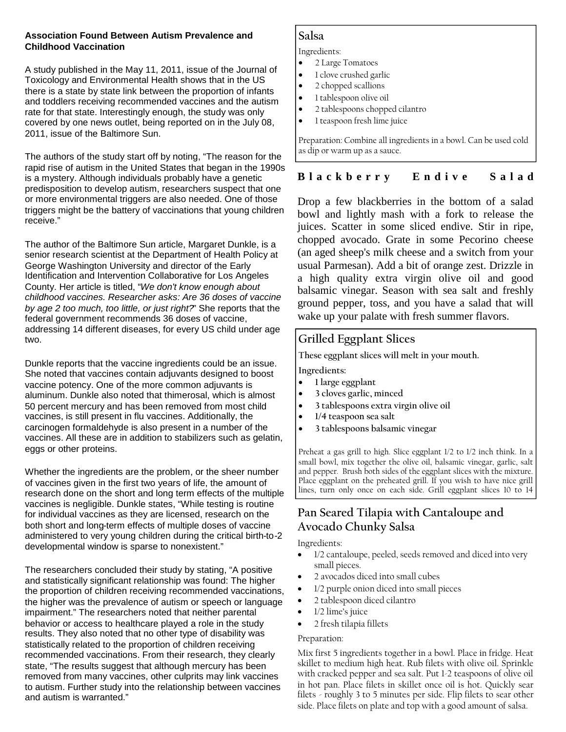## Association Found Between Autism Prevalence and Childhood Vaccination

A study published in the May 11, 2011, issue of the Journal of Toxicology and Environmental Health shows that in the US there is a state by state link between the proportion of infants and toddlers receiving recommended vaccines and the autism rate for that state. Interestingly enough, the study was only covered by one news outlet, being reported on in the July 08, 2011, issue of the Baltimore Sun.

The authors of the study start off by noting, "The reason for the rapid rise of autism in the United States that began in the 1990s is a mystery. Although individuals probably have a genetic predisposition to develop autism, researchers suspect that one or more environmental triggers are also needed. One of those triggers might be the battery of vaccinations that young children receive."

The author of the Baltimore Sun article, Margaret Dunkle, is a senior research scientist at the Department of Health Policy at George Washington University and director of the Early Identification and Intervention Collaborative for Los Angeles County. Her article is titled, "*We don't know enough about childhood vaccines. Researcher asks: Are 36 doses of vaccine by age 2 too much, too little, or just right?*" She reports that the federal government recommends 36 doses of vaccine, addressing 14 different diseases, for every US child under age two.

Dunkle reports that the vaccine ingredients could be an issue. She noted that vaccines contain adjuvants designed to boost vaccine potency. One of the more common adjuvants is aluminum. Dunkle also noted that thimerosal, which is almost 50 percent mercury and has been removed from most child vaccines, is still present in flu vaccines. Additionally, the carcinogen formaldehyde is also present in a number of the vaccines. All these are in addition to stabilizers such as gelatin, eggs or other proteins.

Whether the ingredients are the problem, or the sheer number of vaccines given in the first two years of life, the amount of research done on the short and long term effects of the multiple vaccines is negligible. Dunkle states, "While testing is routine for individual vaccines as they are licensed, research on the both short and long-term effects of multiple doses of vaccine administered to very young children during the critical birth-to-2 developmental window is sparse to nonexistent."

The researchers concluded their study by stating, "A positive and statistically significant relationship was found: The higher the proportion of children receiving recommended vaccinations, the higher was the prevalence of autism or speech or language impairment." The researchers noted that neither parental behavior or access to healthcare played a role in the study results. They also noted that no other type of disability was statistically related to the proportion of children receiving recommended vaccinations. From their research, they clearly state, "The results suggest that although mercury has been removed from many vaccines, other culprits may link vaccines to autism. Further study into the relationship between vaccines and autism is warranted."

## Salsa

Ingredients:

- 2 Large Tomatoes
- 1 clove crushed garlic
- 2 chopped scallions
- 1 tablespoon olive oil
- 2 tablespoons chopped cilantro
- 1 teaspoon fresh lime juice

Preparation: Combine all ingredients in a bowl. Can be used cold as dip or warm up as a sauce.

## Blackberry Endive Salad

Drop a few blackberries in the bottom of a salad bowl and lightly mash with a fork to release the juices. Scatter in some sliced endive. Stir in ripe, chopped avocado. Grate in some Pecorino cheese (an aged sheep's milk cheese and a switch from your usual Parmesan). Add a bit of orange zest. Drizzle in a high quality extra virgin olive oil and good balsamic vinegar. Season with sea salt and freshly ground pepper, toss, and you have a salad that will wake up your palate with fresh summer flavors.

## Grilled Eggplant Slices

**These eggplant slices will melt in your mouth.**

**Ingredients:**

- **1 large eggplant**
- **3 cloves garlic, minced**
- **3 tablespoons extra virgin olive oil**
- **1/4 teaspoon sea salt**
- **3 tablespoons balsamic vinegar**

Preheat a gas grill to high. Slice eggplant 1/2 to 1/2 inch think. In a small bowl, mix together the olive oil, balsamic vinegar, garlic, salt and pepper. Brush both sides of the eggplant slices with the mixture. Place eggplant on the preheated grill. If you wish to have nice grill lines, turn only once on each side. Grill eggplant slices 10 to 14

## Pan Seared Tilapia with Cantaloupe and Avocado Chunky Salsa

Ingredients:

- 1/2 cantaloupe, peeled, seeds removed and diced into very small pieces.
- 2 avocados diced into small cubes
- 1/2 purple onion diced into small pieces
- 2 tablespoon diced cilantro
- 1/2 lime's juice
- 2 fresh tilapia fillets

Preparation:

Mix first 5 ingredients together in a bowl. Place in fridge. Heat skillet to medium high heat. Rub filets with olive oil. Sprinkle with cracked pepper and sea salt. Put 1-2 teaspoons of olive oil in hot pan. Place filets in skillet once oil is hot. Quickly sear filets - roughly 3 to 5 minutes per side. Flip filets to sear other side. Place filets on plate and top with a good amount of salsa.